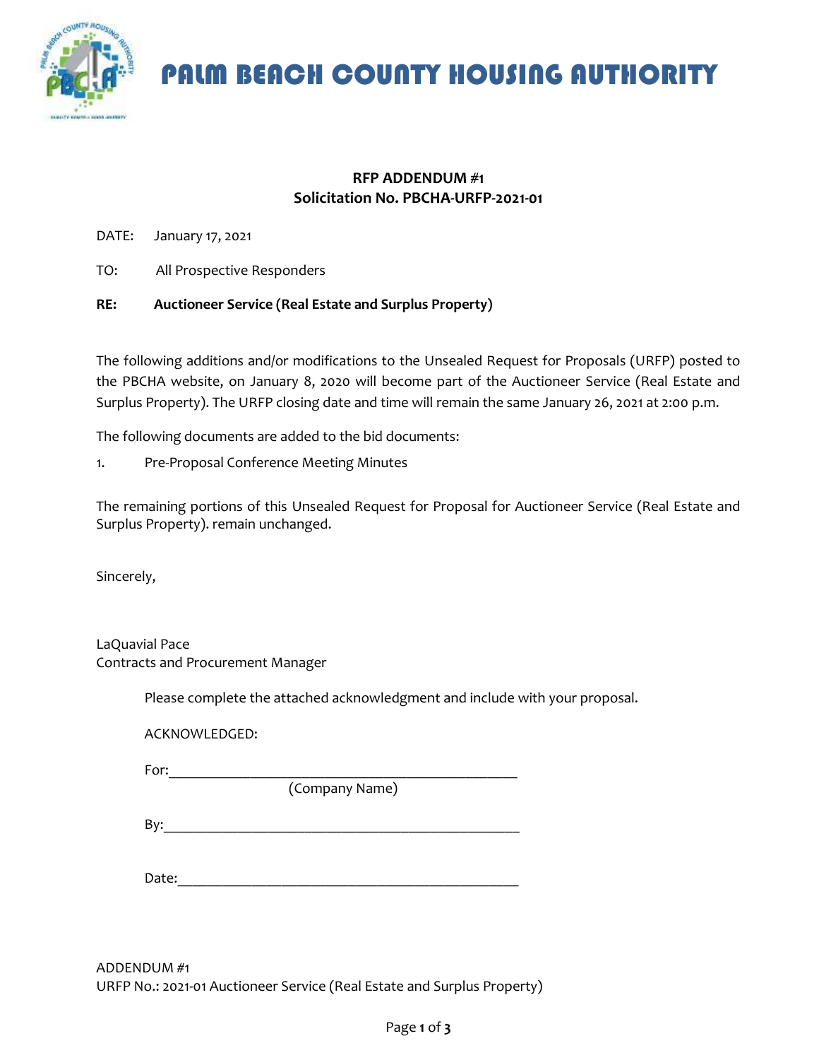# PALM BEACH COUNTY HOUSING AUTHORITY

**RFP ADDENDUM #1**
**Solicitation No. PBCHA-URFP-2021-01**

DATE: January 17, 2021

TO: All Prospective Responders

**RE: Auctioneer Service (Real Estate and Surplus Property)**

The following additions and/or modifications to the Unsealed Request for Proposals (URFP) posted to the PBCHA website, on January 8, 2020 will become part of the Auctioneer Service (Real Estate and Surplus Property). The URFP closing date and time will remain the same January 26, 2021 at 2:00 p.m.

The following documents are added to the bid documents:

1. Pre-Proposal Conference Meeting Minutes

The remaining portions of this Unsealed Request for Proposal for Auctioneer Service (Real Estate and Surplus Property). remain unchanged.

Sincerely,

LaQuavial Pace
Contracts and Procurement Manager

Please complete the attached acknowledgment and include with your proposal.

ACKNOWLEDGED:

For:\_\_\_\_\_\_\_\_\_\_\_\_\_\_\_\_\_\_\_\_\_\_\_\_\_\_\_\_\_\_\_\_\_\_\_\_\_\_\_\_
(Company Name)

By:\_\_\_\_\_\_\_\_\_\_\_\_\_\_\_\_\_\_\_\_\_\_\_\_\_\_\_\_\_\_\_\_\_\_\_\_\_\_\_\_

Date:\_\_\_\_\_\_\_\_\_\_\_\_\_\_\_\_\_\_\_\_\_\_\_\_\_\_\_\_\_\_\_\_\_\_\_\_\_\_

ADDENDUM #1
URFP No.: 2021-01 Auctioneer Service (Real Estate and Surplus Property)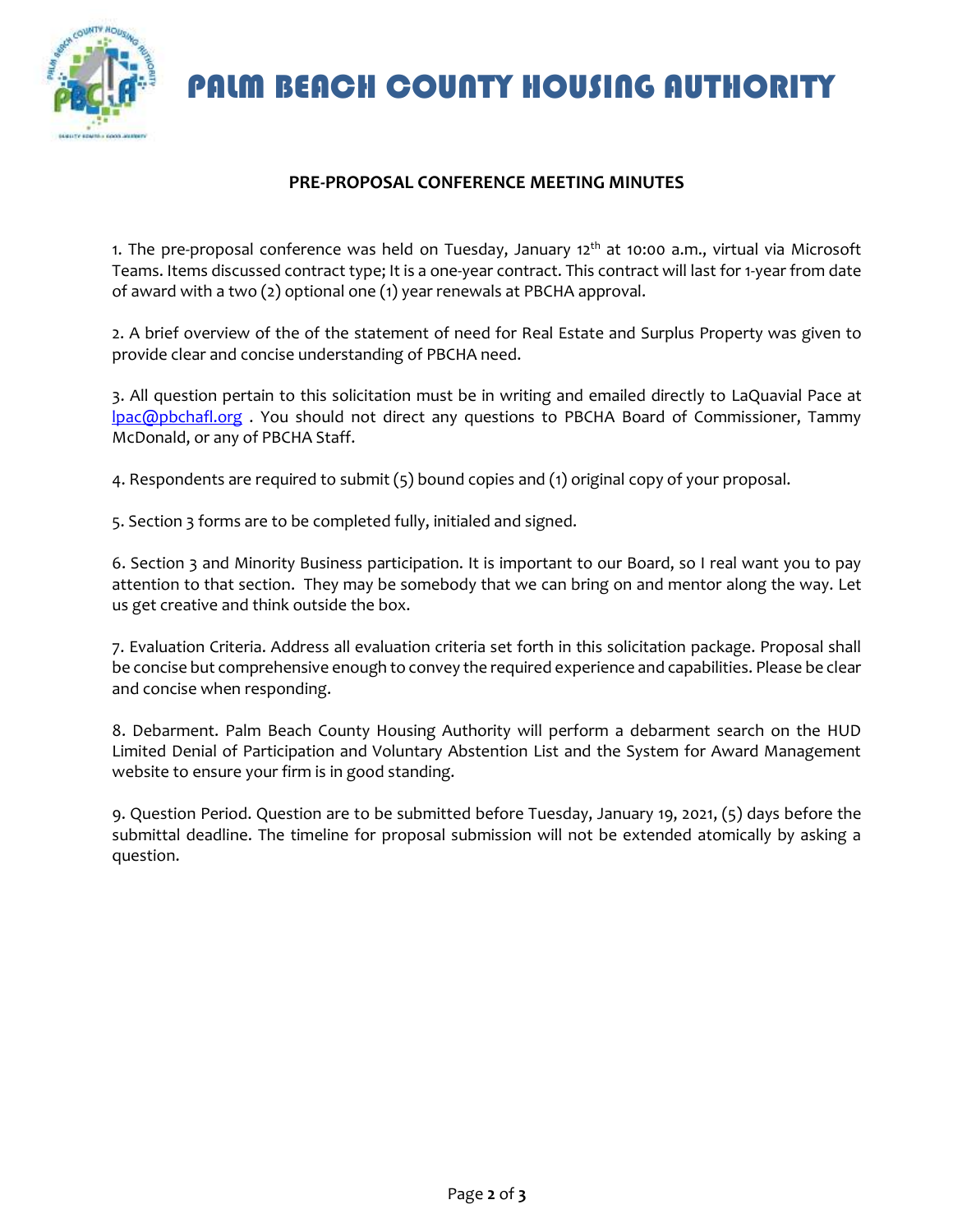# PALM BEACH COUNTY HOUSING AUTHORITY

**PRE-PROPOSAL CONFERENCE MEETING MINUTES**

1. The pre-proposal conference was held on Tuesday, January 12th at 10:00 a.m., virtual via Microsoft Teams. Items discussed contract type; It is a one-year contract. This contract will last for 1-year from date of award with a two (2) optional one (1) year renewals at PBCHA approval.

2. A brief overview of the of the statement of need for Real Estate and Surplus Property was given to provide clear and concise understanding of PBCHA need.

3. All question pertain to this solicitation must be in writing and emailed directly to LaQuavial Pace at lpac@pbchafl.org . You should not direct any questions to PBCHA Board of Commissioner, Tammy McDonald, or any of PBCHA Staff.

4. Respondents are required to submit (5) bound copies and (1) original copy of your proposal.

5. Section 3 forms are to be completed fully, initialed and signed.

6. Section 3 and Minority Business participation. It is important to our Board, so I real want you to pay attention to that section. They may be somebody that we can bring on and mentor along the way. Let us get creative and think outside the box.

7. Evaluation Criteria. Address all evaluation criteria set forth in this solicitation package. Proposal shall be concise but comprehensive enough to convey the required experience and capabilities. Please be clear and concise when responding.

8. Debarment. Palm Beach County Housing Authority will perform a debarment search on the HUD Limited Denial of Participation and Voluntary Abstention List and the System for Award Management website to ensure your firm is in good standing.

9. Question Period. Question are to be submitted before Tuesday, January 19, 2021, (5) days before the submittal deadline. The timeline for proposal submission will not be extended atomically by asking a question.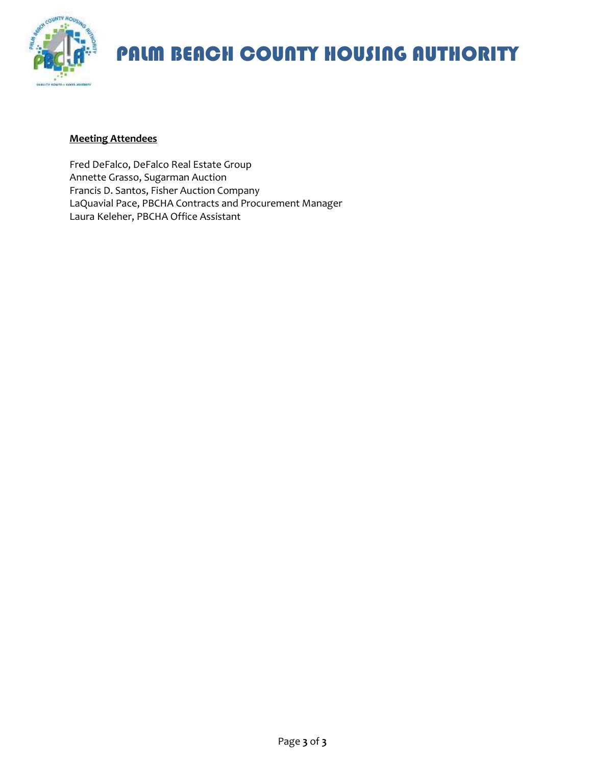**Meeting Attendees**

Fred DeFalco, DeFalco Real Estate Group
Annette Grasso, Sugarman Auction
Francis D. Santos, Fisher Auction Company
LaQuavial Pace, PBCHA Contracts and Procurement Manager
Laura Keleher, PBCHA Office Assistant